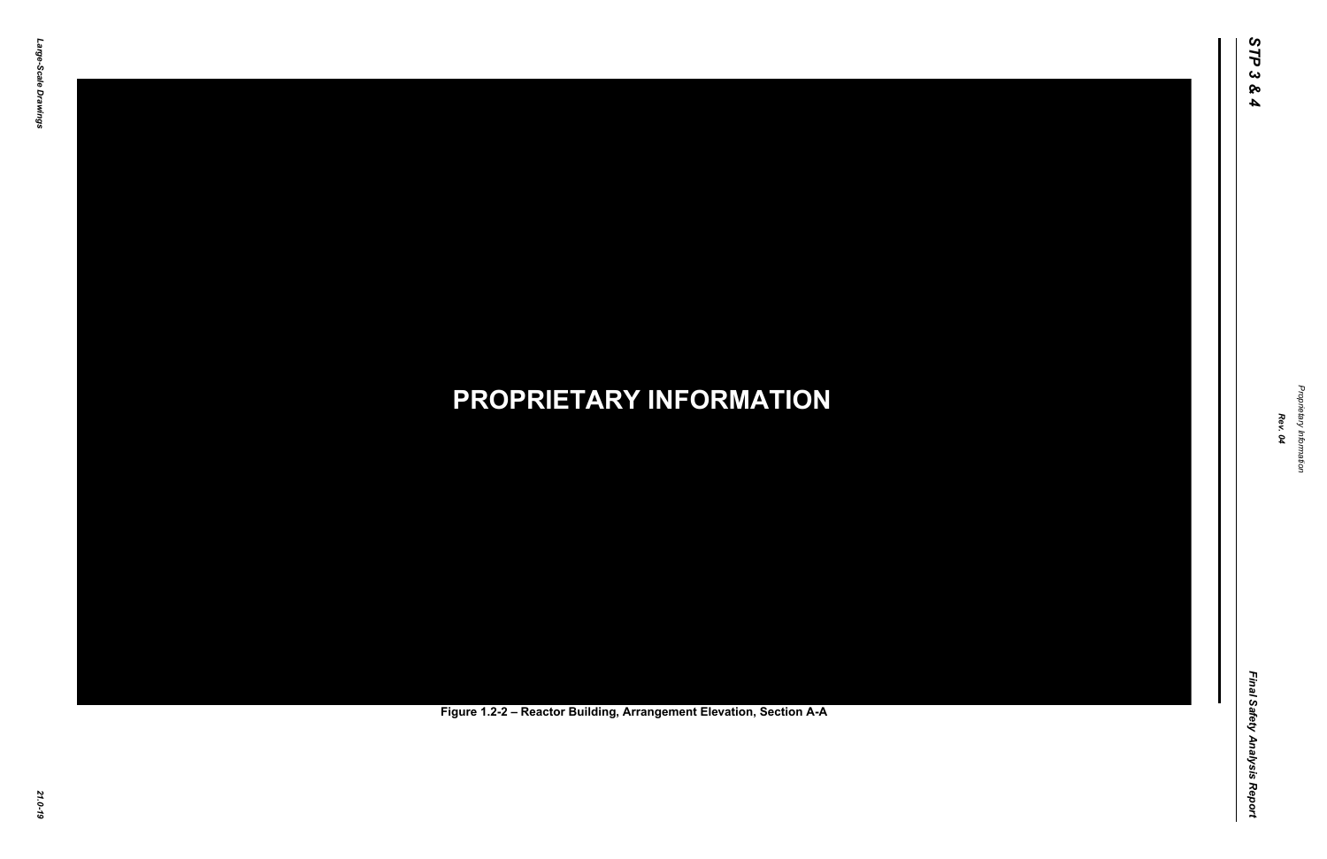**PROPRIETARY INFORMATION**

**Figure 1.2-2 – Reactor Building, Arrangement Elevation, Section A-A**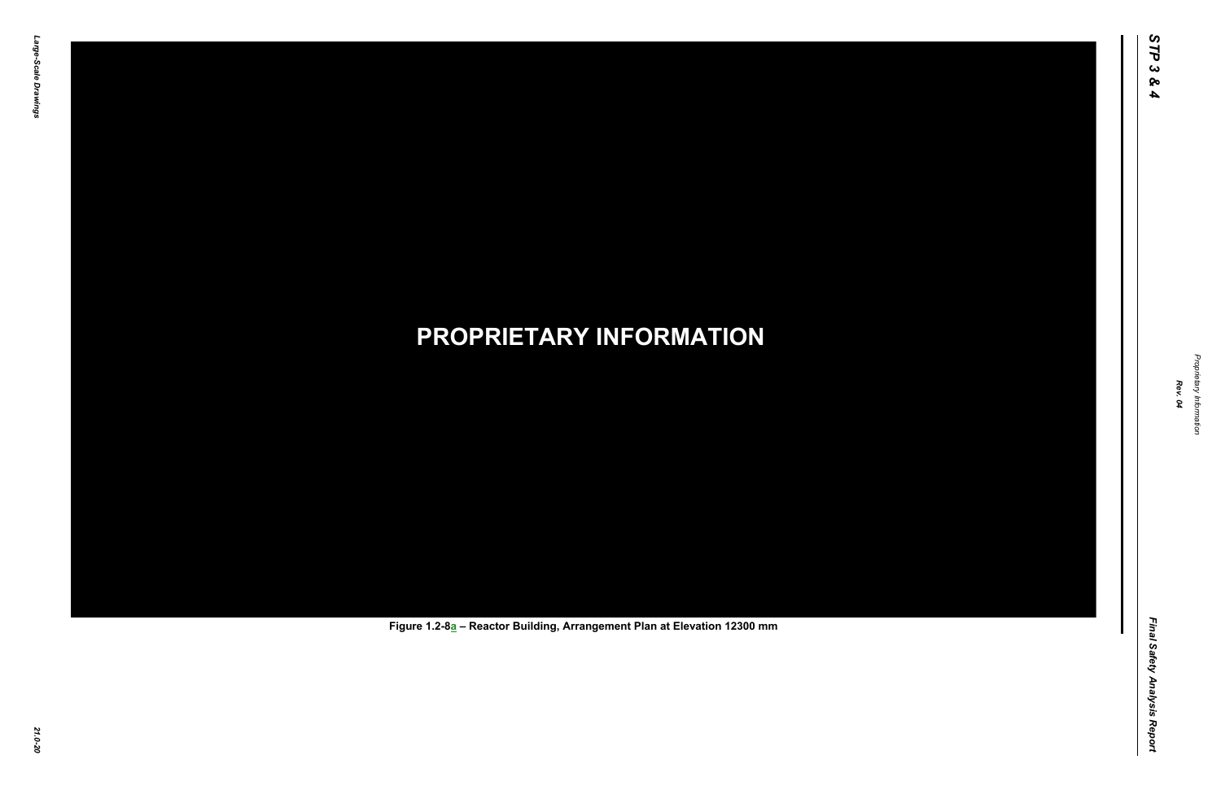PROPRIETARY INFORMATION

Figure 1.2-8a – Reactor Building, Arrangement Plan at Elevation 12300 mm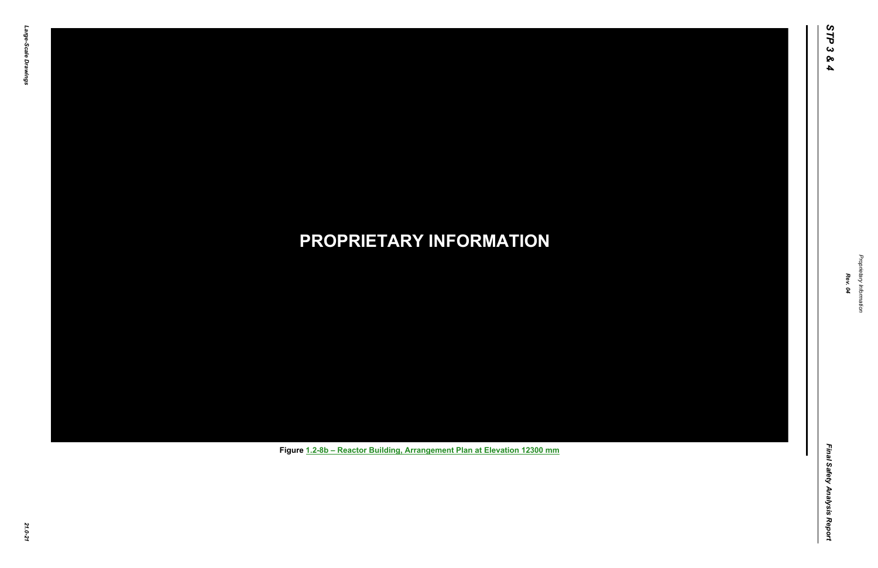PROPRIETARY INFORMATION

Figure 1.2-8b – Reactor Building, Arrangement Plan at Elevation 12300 mm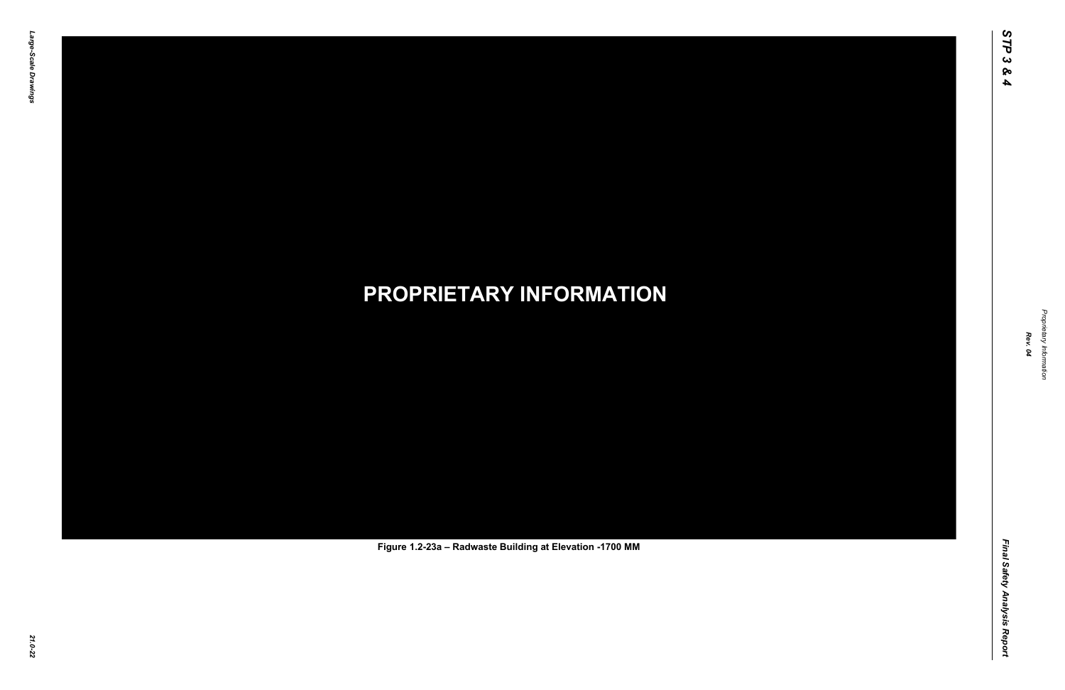**PROPRIETARY INFORMATION**

**Figure 1.2-23a – Radwaste Building at Elevation -1700 MM**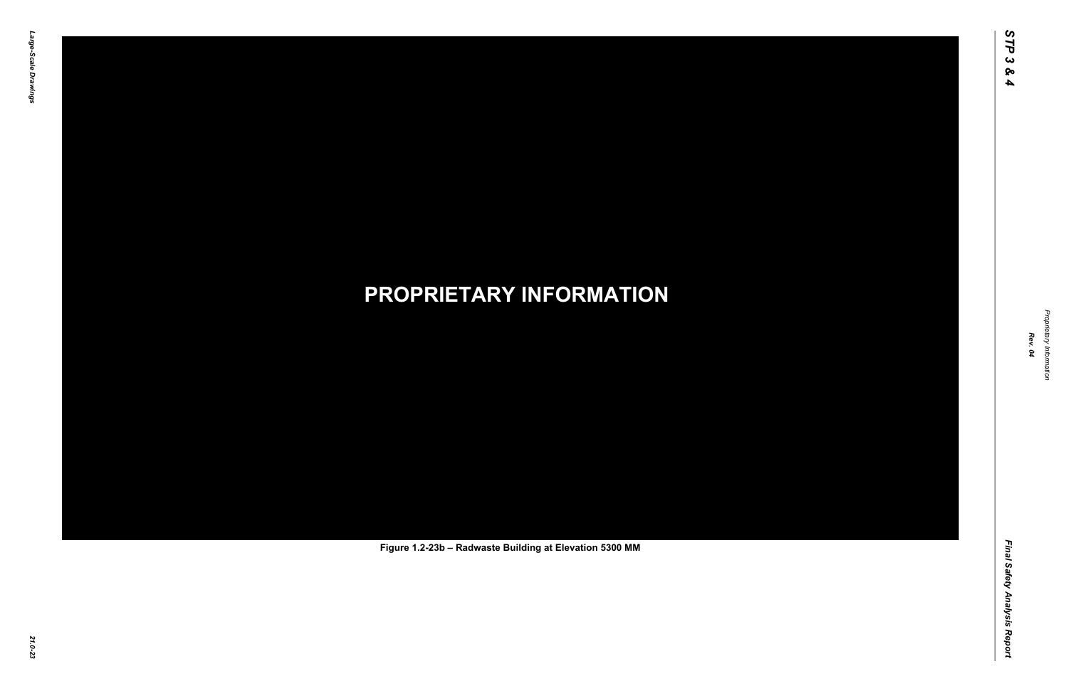**PROPRIETARY INFORMATION**

**Figure 1.2-23b – Radwaste Building at Elevation 5300 MM**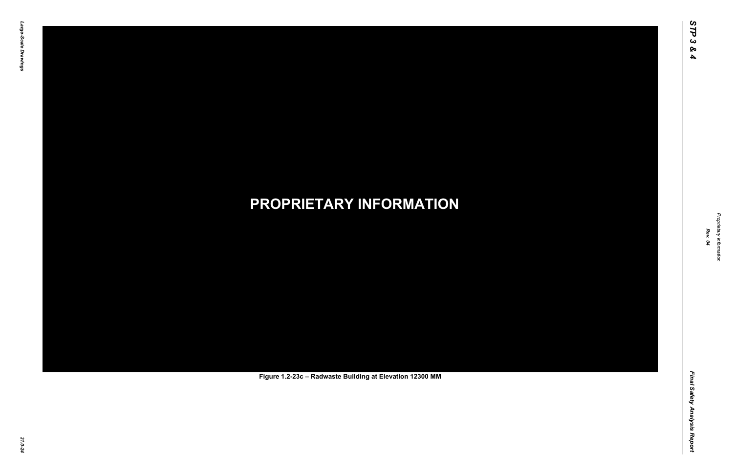**PROPRIETARY INFORMATION**

**Figure 1.2-23c – Radwaste Building at Elevation 12300 MM**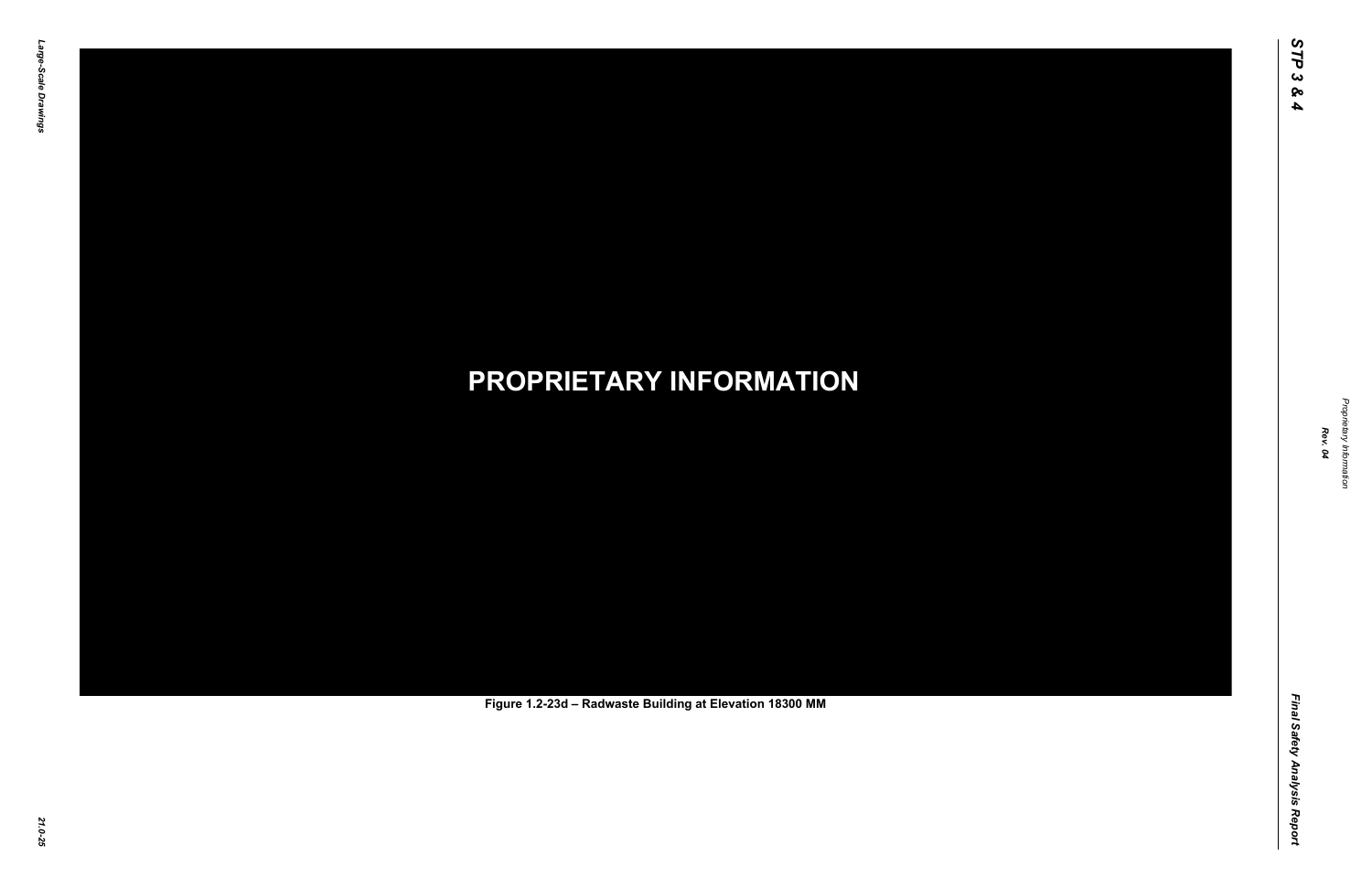**PROPRIETARY INFORMATION**

**Figure 1.2-23d – Radwaste Building at Elevation 18300 MM**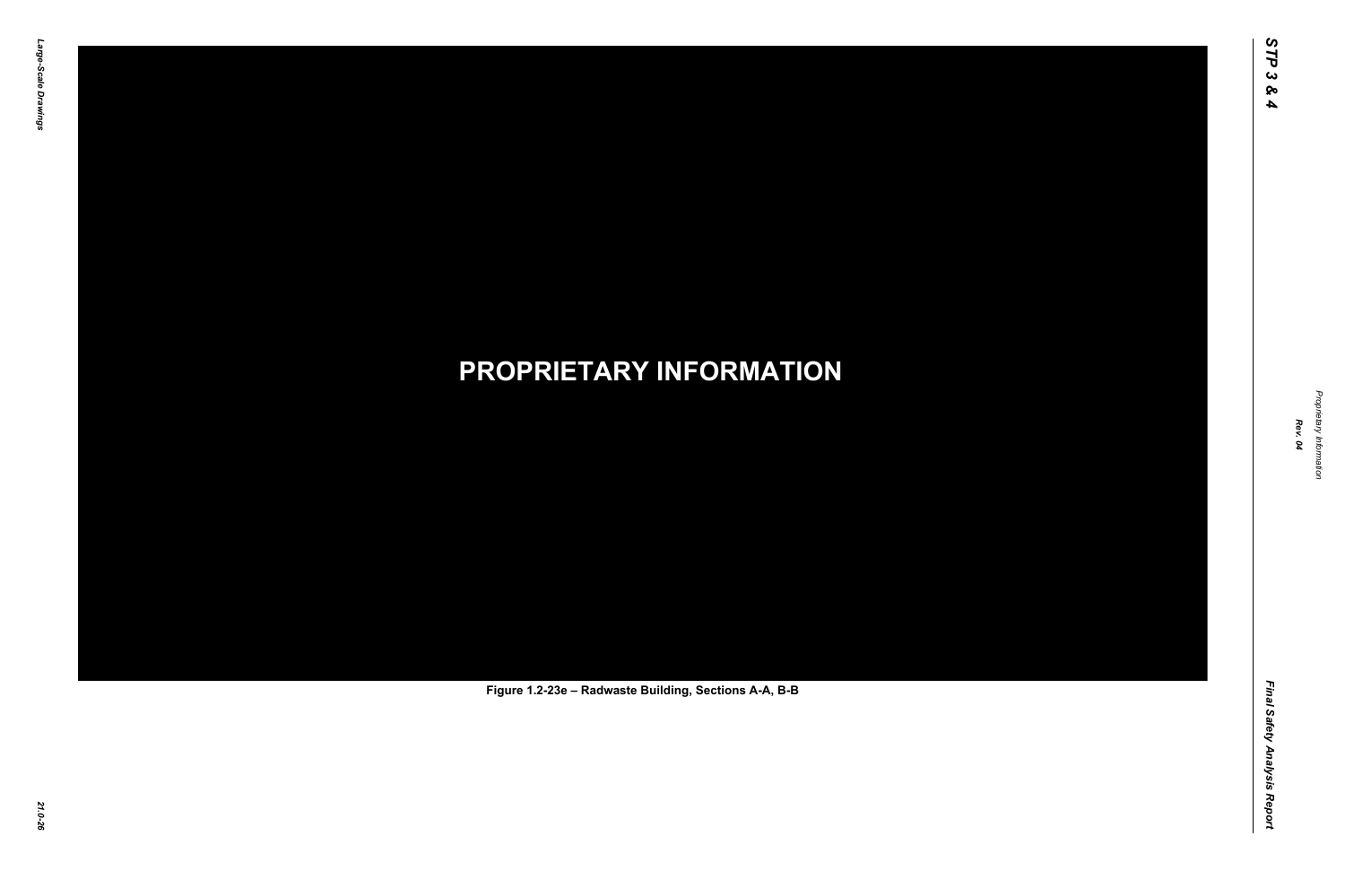PROPRIETARY INFORMATION

Figure 1.2-23e – Radwaste Building, Sections A-A, B-B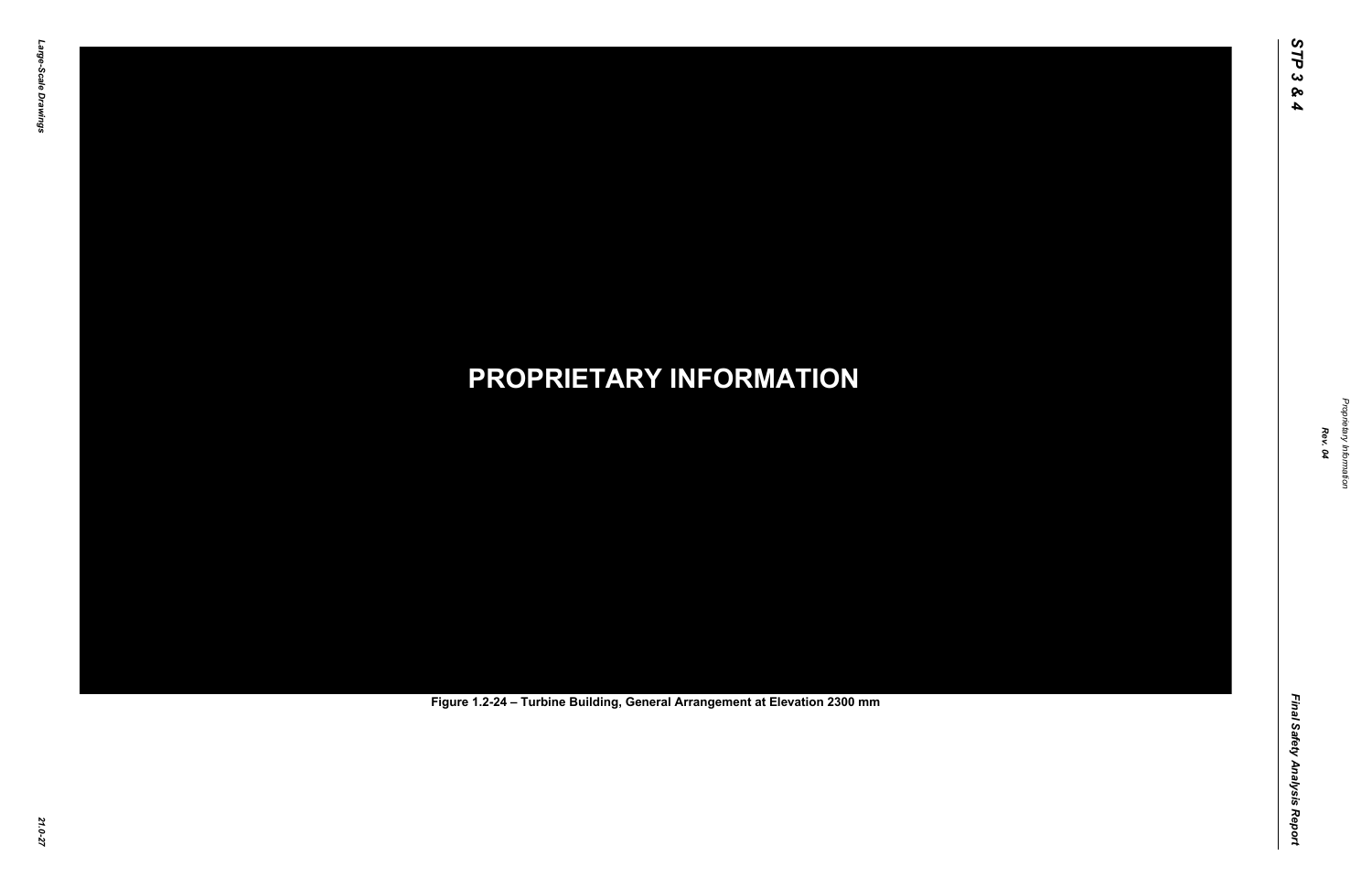**PROPRIETARY INFORMATION**

Figure 1.2-24 – Turbine Building, General Arrangement at Elevation 2300 mm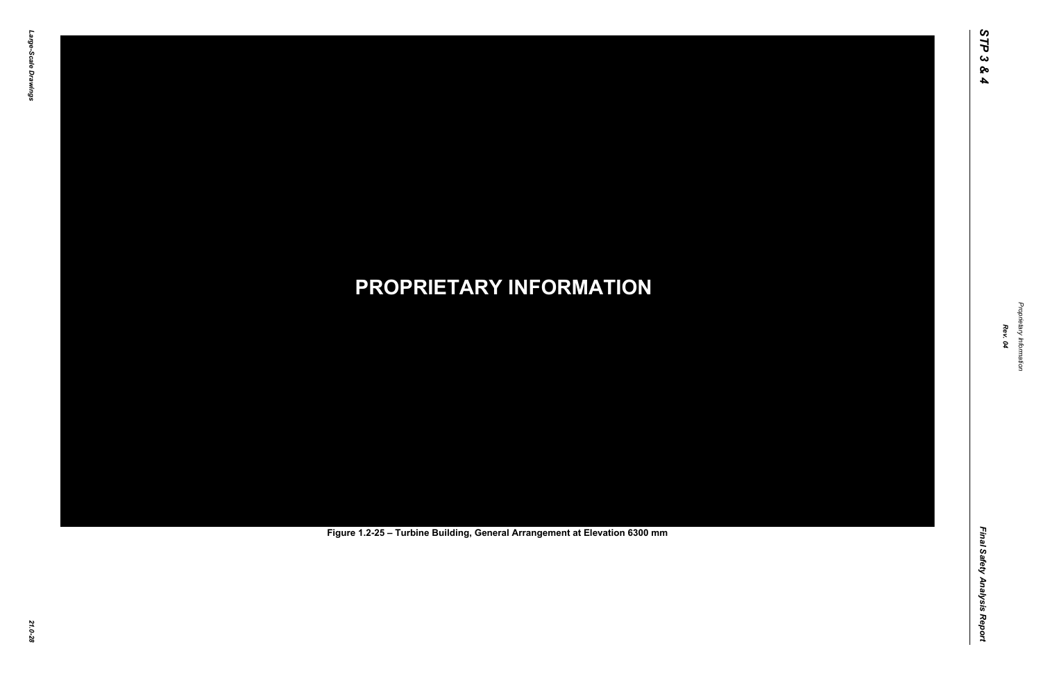**PROPRIETARY INFORMATION**

Figure 1.2-25 – Turbine Building, General Arrangement at Elevation 6300 mm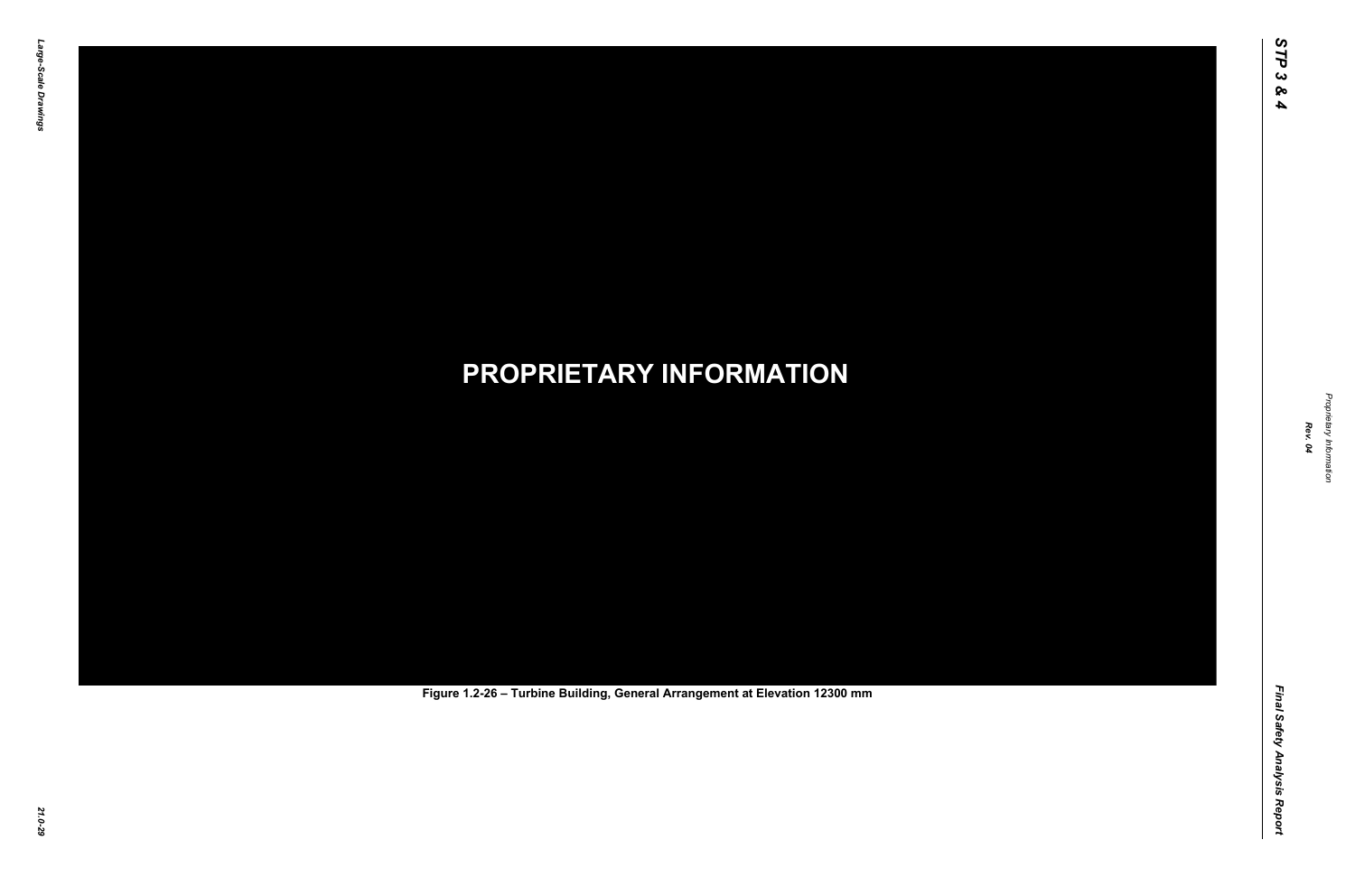**PROPRIETARY INFORMATION**

Figure 1.2-26 – Turbine Building, General Arrangement at Elevation 12300 mm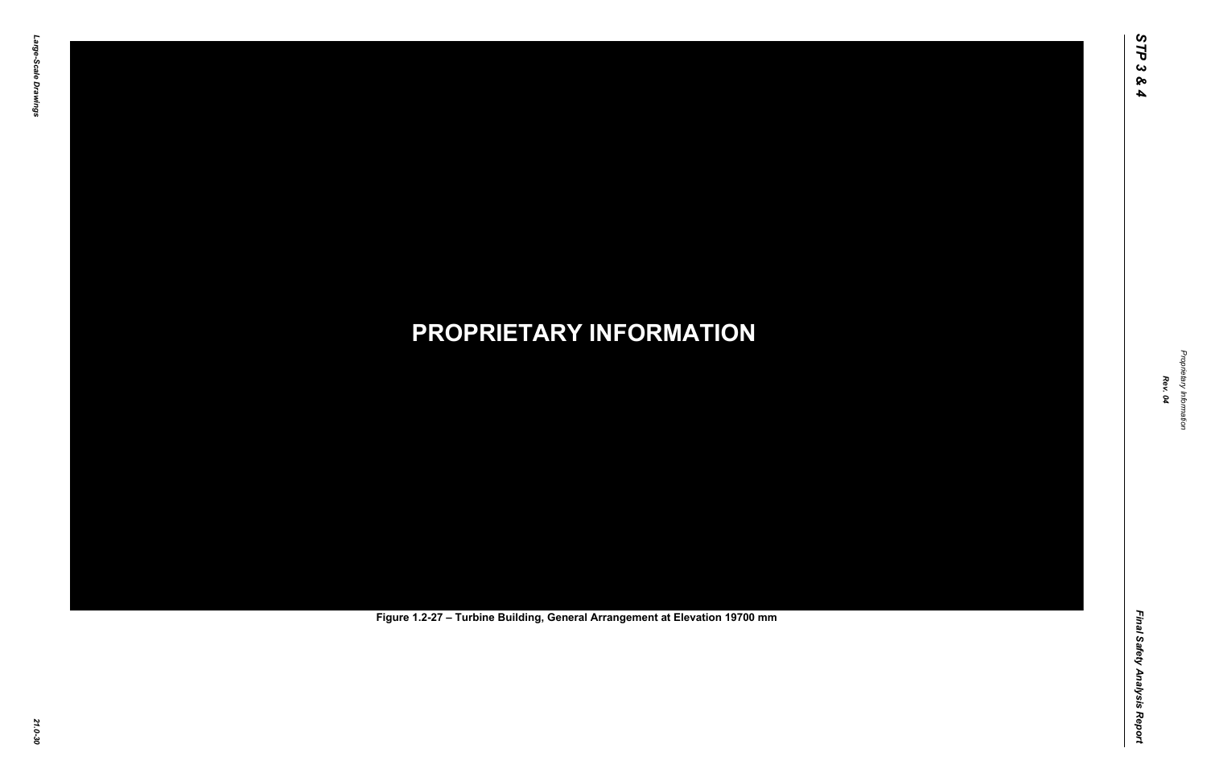**PROPRIETARY INFORMATION**

Figure 1.2-27 – Turbine Building, General Arrangement at Elevation 19700 mm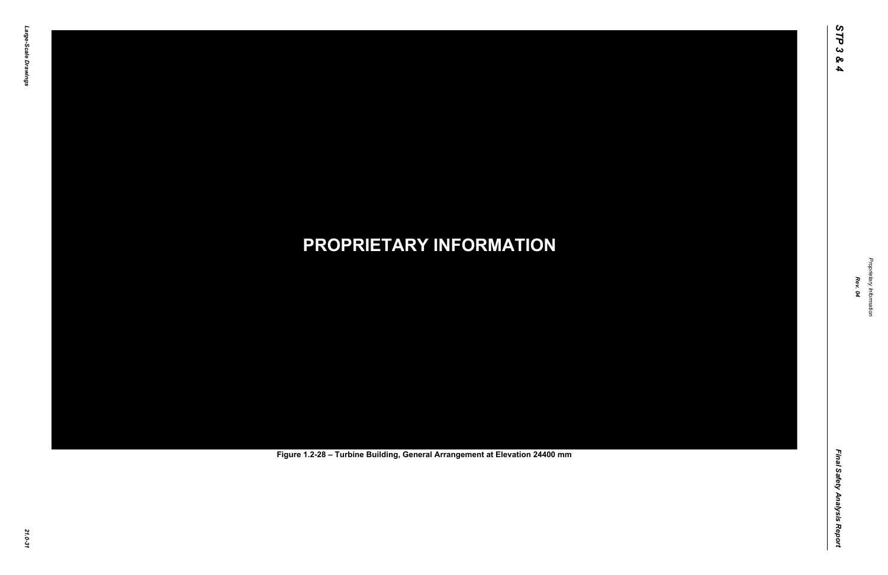**PROPRIETARY INFORMATION**

Figure 1.2-28 – Turbine Building, General Arrangement at Elevation 24400 mm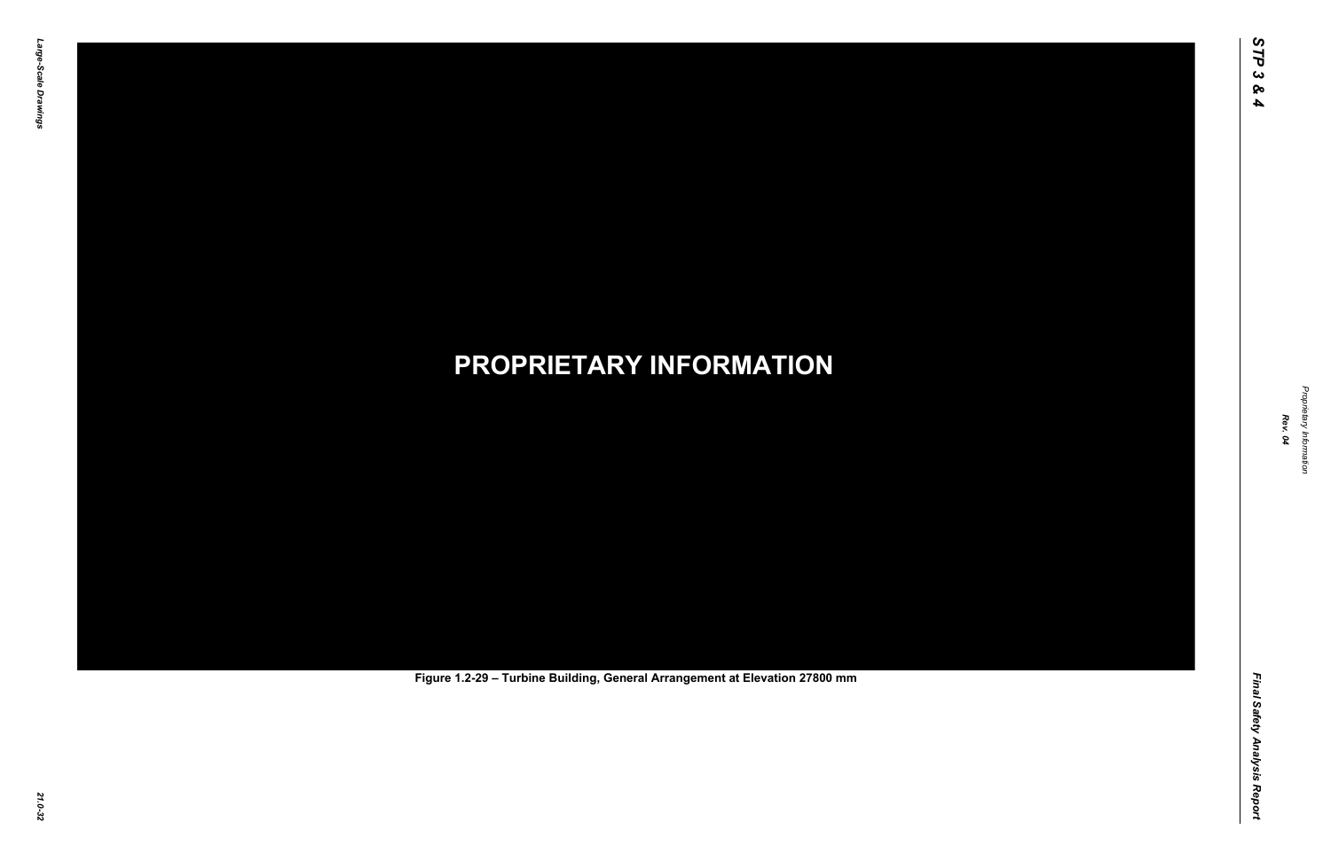**PROPRIETARY INFORMATION**

Figure 1.2-29 – Turbine Building, General Arrangement at Elevation 27800 mm